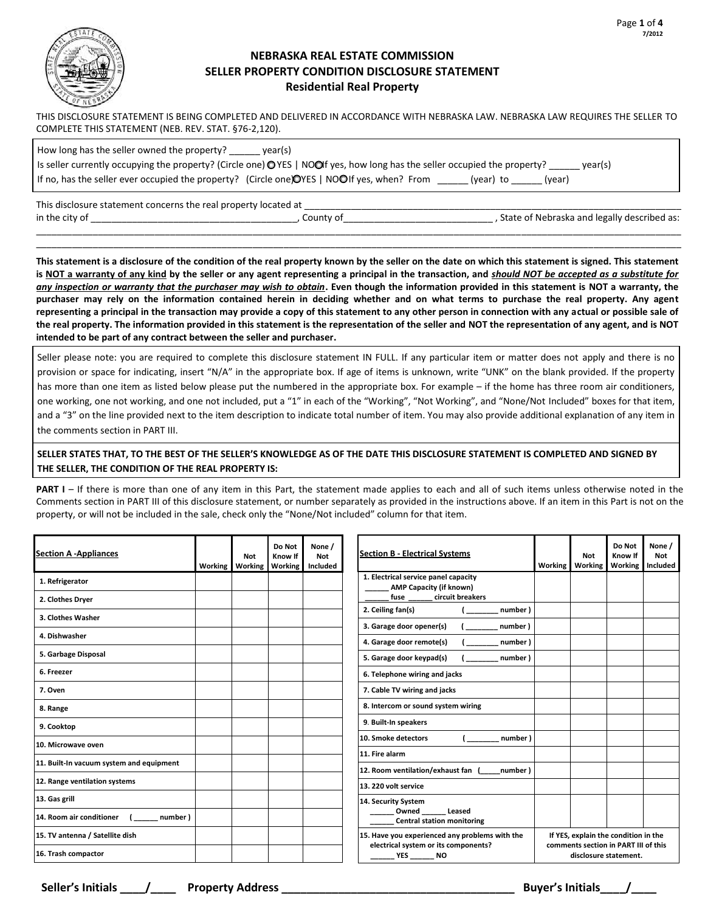# NEBRASKA REAL ESTATE COMMISSION
## SELLER PROPERTY CONDITION DISCLOSURE STATEMENT
### Residential Real Property

THIS DISCLOSURE STATEMENT IS BEING COMPLETED AND DELIVERED IN ACCORDANCE WITH NEBRASKA LAW. NEBRASKA LAW REQUIRES THE SELLER TO COMPLETE THIS STATEMENT (NEB. REV. STAT. §76-2,120).

How long has the seller owned the property? ______ year(s)

Is seller currently occupying the property? (Circle one) ○ YES | NO ○ If yes, how long has the seller occupied the property? ______ year(s)

If no, has the seller ever occupied the property? (Circle one) ○ YES | NO ○ If yes, when? From ______ (year) to ______ (year)

This disclosure statement concerns the real property located at ____________________________________________________________________________

in the city of ________________________________________, County of____________________________ , State of Nebraska and legally described as:

______________________________________________________________________________________________________________________________

______________________________________________________________________________________________________________________________

**This statement is a disclosure of the condition of the real property known by the seller on the date on which this statement is signed. This statement is <u>NOT a warranty of any kind</u> by the seller or any agent representing a principal in the transaction, and <u>*should NOT be accepted as a substitute for any inspection or warranty that the purchaser may wish to obtain*</u>. Even though the information provided in this statement is NOT a warranty, the purchaser may rely on the information contained herein in deciding whether and on what terms to purchase the real property. Any agent representing a principal in the transaction may provide a copy of this statement to any other person in connection with any actual or possible sale of the real property. The information provided in this statement is the representation of the seller and NOT the representation of any agent, and is NOT intended to be part of any contract between the seller and purchaser.**

Seller please note: you are required to complete this disclosure statement IN FULL. If any particular item or matter does not apply and there is no provision or space for indicating, insert "N/A" in the appropriate box. If age of items is unknown, write "UNK" on the blank provided. If the property has more than one item as listed below please put the numbered in the appropriate box. For example – if the home has three room air conditioners, one working, one not working, and one not included, put a "1" in each of the "Working", "Not Working", and "None/Not Included" boxes for that item, and a "3" on the line provided next to the item description to indicate total number of item. You may also provide additional explanation of any item in the comments section in PART III.

**SELLER STATES THAT, TO THE BEST OF THE SELLER'S KNOWLEDGE AS OF THE DATE THIS DISCLOSURE STATEMENT IS COMPLETED AND SIGNED BY THE SELLER, THE CONDITION OF THE REAL PROPERTY IS:**

**PART I** – If there is more than one of any item in this Part, the statement made applies to each and all of such items unless otherwise noted in the Comments section in PART III of this disclosure statement, or number separately as provided in the instructions above. If an item in this Part is not on the property, or will not be included in the sale, check only the "None/Not included" column for that item.

| **Section A -Appliances** | **Working** | **Not Working** | **Do Not Know If Working** | **None / Not Included** |
|---|---|---|---|---|
| **1. Refrigerator** | | | | |
| **2. Clothes Dryer** | | | | |
| **3. Clothes Washer** | | | | |
| **4. Dishwasher** | | | | |
| **5. Garbage Disposal** | | | | |
| **6. Freezer** | | | | |
| **7. Oven** | | | | |
| **8. Range** | | | | |
| **9. Cooktop** | | | | |
| **10. Microwave oven** | | | | |
| **11. Built-In vacuum system and equipment** | | | | |
| **12. Range ventilation systems** | | | | |
| **13. Gas grill** | | | | |
| **14. Room air conditioner ( ______ number )** | | | | |
| **15. TV antenna / Satellite dish** | | | | |
| **16. Trash compactor** | | | | |

| **Section B - Electrical Systems** | **Working** | **Not Working** | **Do Not Know If Working** | **None / Not Included** |
|---|---|---|---|---|
| **1. Electrical service panel capacity ______ AMP Capacity (if known) ______ fuse ______ circuit breakers** | | | | |
| **2. Ceiling fan(s) ( ________ number )** | | | | |
| **3. Garage door opener(s) ( ________ number )** | | | | |
| **4. Garage door remote(s) ( ________ number )** | | | | |
| **5. Garage door keypad(s) ( ________ number )** | | | | |
| **6. Telephone wiring and jacks** | | | | |
| **7. Cable TV wiring and jacks** | | | | |
| **8. Intercom or sound system wiring** | | | | |
| **9. Built-In speakers** | | | | |
| **10. Smoke detectors ( ________ number )** | | | | |
| **11. Fire alarm** | | | | |
| **12. Room ventilation/exhaust fan (_____number )** | | | | |
| **13. 220 volt service** | | | | |
| **14. Security System ______ Owned ______ Leased ______ Central station monitoring** | | | | |
| **15. Have you experienced any problems with the electrical system or its components? ______ YES ______ NO** | **If YES, explain the condition in the comments section in PART III of this disclosure statement.** | | | |

**Seller's Initials \_\_\_\_/\_\_\_\_ Property Address \_\_\_\_\_\_\_\_\_\_\_\_\_\_\_\_\_\_\_\_\_\_\_\_\_\_\_\_\_\_\_\_\_\_\_\_ Buyer's Initials\_\_\_\_/\_\_\_\_**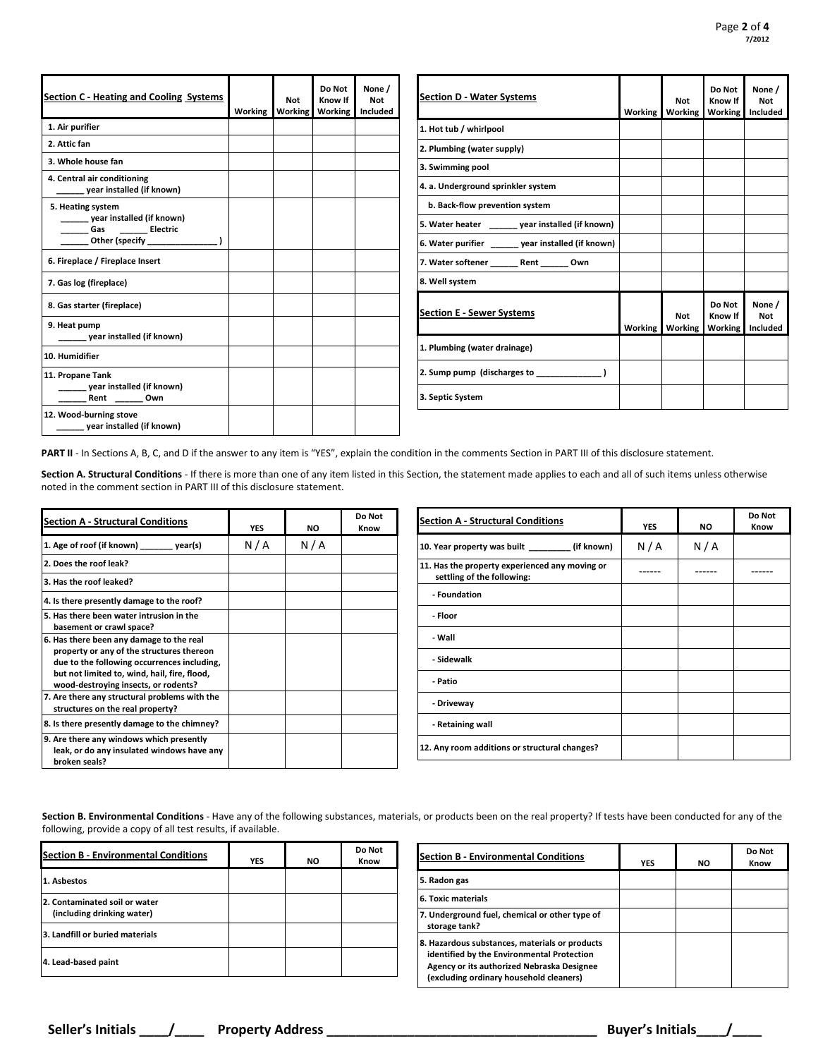| Section C - Heating and Cooling Systems | Working | Not Working | Do Not Know If Working | None / Not Included |
|---|---|---|---|---|
| 1. Air purifier | | | | |
| 2. Attic fan | | | | |
| 3. Whole house fan | | | | |
| 4. Central air conditioning ______ year installed (if known) | | | | |
| 5. Heating system ______ year installed (if known) ______ Gas ______ Electric ______ Other (specify ______________ ) | | | | |
| 6. Fireplace / Fireplace Insert | | | | |
| 7. Gas log (fireplace) | | | | |
| 8. Gas starter (fireplace) | | | | |
| 9. Heat pump ______ year installed (if known) | | | | |
| 10. Humidifier | | | | |
| 11. Propane Tank ______ year installed (if known) ______ Rent ______ Own | | | | |
| 12. Wood-burning stove ______ year installed (if known) | | | | |

| Section D - Water Systems | Working | Not Working | Do Not Know If Working | None / Not Included |
|---|---|---|---|---|
| 1. Hot tub / whirlpool | | | | |
| 2. Plumbing (water supply) | | | | |
| 3. Swimming pool | | | | |
| 4. a. Underground sprinkler system | | | | |
| b. Back-flow prevention system | | | | |
| 5. Water heater ______ year installed (if known) | | | | |
| 6. Water purifier ______ year installed (if known) | | | | |
| 7. Water softener ______ Rent ______ Own | | | | |
| 8. Well system | | | | |

| Section E - Sewer Systems | Working | Not Working | Do Not Know If Working | None / Not Included |
|---|---|---|---|---|
| 1. Plumbing (water drainage) | | | | |
| 2. Sump pump (discharges to ______________ ) | | | | |
| 3. Septic System | | | | |

**PART II** - In Sections A, B, C, and D if the answer to any item is "YES", explain the condition in the comments Section in PART III of this disclosure statement.

**Section A. Structural Conditions** - If there is more than one of any item listed in this Section, the statement made applies to each and all of such items unless otherwise noted in the comment section in PART III of this disclosure statement.

| Section A - Structural Conditions | YES | NO | Do Not Know |
|---|---|---|---|
| 1. Age of roof (if known) _______ year(s) | N / A | N / A | |
| 2. Does the roof leak? | | | |
| 3. Has the roof leaked? | | | |
| 4. Is there presently damage to the roof? | | | |
| 5. Has there been water intrusion in the basement or crawl space? | | | |
| 6. Has there been any damage to the real property or any of the structures thereon due to the following occurrences including, but not limited to, wind, hail, fire, flood, wood-destroying insects, or rodents? | | | |
| 7. Are there any structural problems with the structures on the real property? | | | |
| 8. Is there presently damage to the chimney? | | | |
| 9. Are there any windows which presently leak, or do any insulated windows have any broken seals? | | | |
| 10. Year property was built _________ (if known) | N / A | N / A | |
| 11. Has the property experienced any moving or settling of the following: | ------ | ------ | ------ |
| - Foundation | | | |
| - Floor | | | |
| - Wall | | | |
| - Sidewalk | | | |
| - Patio | | | |
| - Driveway | | | |
| - Retaining wall | | | |
| 12. Any room additions or structural changes? | | | |

**Section B. Environmental Conditions** - Have any of the following substances, materials, or products been on the real property? If tests have been conducted for any of the following, provide a copy of all test results, if available.

| Section B - Environmental Conditions | YES | NO | Do Not Know |
|---|---|---|---|
| 1. Asbestos | | | |
| 2. Contaminated soil or water (including drinking water) | | | |
| 3. Landfill or buried materials | | | |
| 4. Lead-based paint | | | |
| 5. Radon gas | | | |
| 6. Toxic materials | | | |
| 7. Underground fuel, chemical or other type of storage tank? | | | |
| 8. Hazardous substances, materials or products identified by the Environmental Protection Agency or its authorized Nebraska Designee (excluding ordinary household cleaners) | | | |

**Seller's Initials ____/____ Property Address ____________________________________ Buyer's Initials____/____**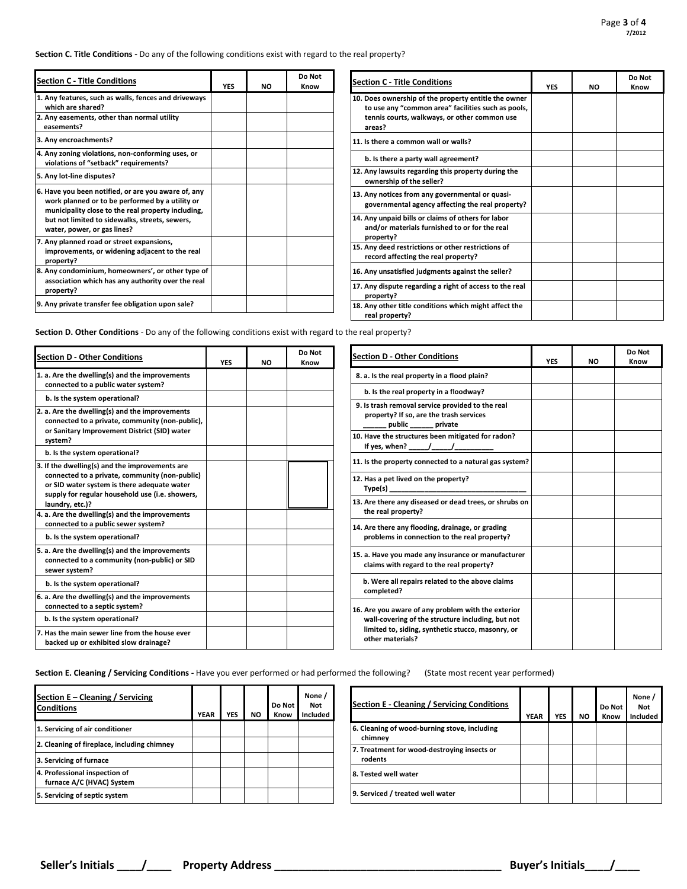**Section C. Title Conditions -** Do any of the following conditions exist with regard to the real property?

| Section C - Title Conditions | YES | NO | Do Not Know |
|---|---|---|---|
| 1. Any features, such as walls, fences and driveways which are shared? | | | |
| 2. Any easements, other than normal utility easements? | | | |
| 3. Any encroachments? | | | |
| 4. Any zoning violations, non-conforming uses, or violations of "setback" requirements? | | | |
| 5. Any lot-line disputes? | | | |
| 6. Have you been notified, or are you aware of, any work planned or to be performed by a utility or municipality close to the real property including, but not limited to sidewalks, streets, sewers, water, power, or gas lines? | | | |
| 7. Any planned road or street expansions, improvements, or widening adjacent to the real property? | | | |
| 8. Any condominium, homeowners', or other type of association which has any authority over the real property? | | | |
| 9. Any private transfer fee obligation upon sale? | | | |
| 10. Does ownership of the property entitle the owner to use any "common area" facilities such as pools, tennis courts, walkways, or other common use areas? | | | |
| 11. Is there a common wall or walls? | | | |
| b. Is there a party wall agreement? | | | |
| 12. Any lawsuits regarding this property during the ownership of the seller? | | | |
| 13. Any notices from any governmental or quasi-governmental agency affecting the real property? | | | |
| 14. Any unpaid bills or claims of others for labor and/or materials furnished to or for the real property? | | | |
| 15. Any deed restrictions or other restrictions of record affecting the real property? | | | |
| 16. Any unsatisfied judgments against the seller? | | | |
| 17. Any dispute regarding a right of access to the real property? | | | |
| 18. Any other title conditions which might affect the real property? | | | |

**Section D. Other Conditions** - Do any of the following conditions exist with regard to the real property?

| Section D - Other Conditions | YES | NO | Do Not Know |
|---|---|---|---|
| 1. a. Are the dwelling(s) and the improvements connected to a public water system? | | | |
| b. Is the system operational? | | | |
| 2. a. Are the dwelling(s) and the improvements connected to a private, community (non-public), or Sanitary Improvement District (SID) water system? | | | |
| b. Is the system operational? | | | |
| 3. If the dwelling(s) and the improvements are connected to a private, community (non-public) or SID water system is there adequate water supply for regular household use (i.e. showers, laundry, etc.)? | | | |
| 4. a. Are the dwelling(s) and the improvements connected to a public sewer system? | | | |
| b. Is the system operational? | | | |
| 5. a. Are the dwelling(s) and the improvements connected to a community (non-public) or SID sewer system? | | | |
| b. Is the system operational? | | | |
| 6. a. Are the dwelling(s) and the improvements connected to a septic system? | | | |
| b. Is the system operational? | | | |
| 7. Has the main sewer line from the house ever backed up or exhibited slow drainage? | | | |
| 8. a. Is the real property in a flood plain? | | | |
| b. Is the real property in a floodway? | | | |
| 9. Is trash removal service provided to the real property? If so, are the trash services ______ public ______ private | | | |
| 10. Have the structures been mitigated for radon? If yes, when? _____/_____/__________ | | | |
| 11. Is the property connected to a natural gas system? | | | |
| 12. Has a pet lived on the property? Type(s) ____________________________________ | | | |
| 13. Are there any diseased or dead trees, or shrubs on the real property? | | | |
| 14. Are there any flooding, drainage, or grading problems in connection to the real property? | | | |
| 15. a. Have you made any insurance or manufacturer claims with regard to the real property? | | | |
| b. Were all repairs related to the above claims completed? | | | |
| 16. Are you aware of any problem with the exterior wall-covering of the structure including, but not limited to, siding, synthetic stucco, masonry, or other materials? | | | |

**Section E. Cleaning / Servicing Conditions -** Have you ever performed or had performed the following? (State most recent year performed)

| Section E – Cleaning / Servicing Conditions | YEAR | YES | NO | Do Not Know | None / Not Included |
|---|---|---|---|---|---|
| 1. Servicing of air conditioner | | | | | |
| 2. Cleaning of fireplace, including chimney | | | | | |
| 3. Servicing of furnace | | | | | |
| 4. Professional inspection of furnace A/C (HVAC) System | | | | | |
| 5. Servicing of septic system | | | | | |
| 6. Cleaning of wood-burning stove, including chimney | | | | | |
| 7. Treatment for wood-destroying insects or rodents | | | | | |
| 8. Tested well water | | | | | |
| 9. Serviced / treated well water | | | | | |

**Seller's Initials ____/____ Property Address ____________________________________ Buyer's Initials____/____**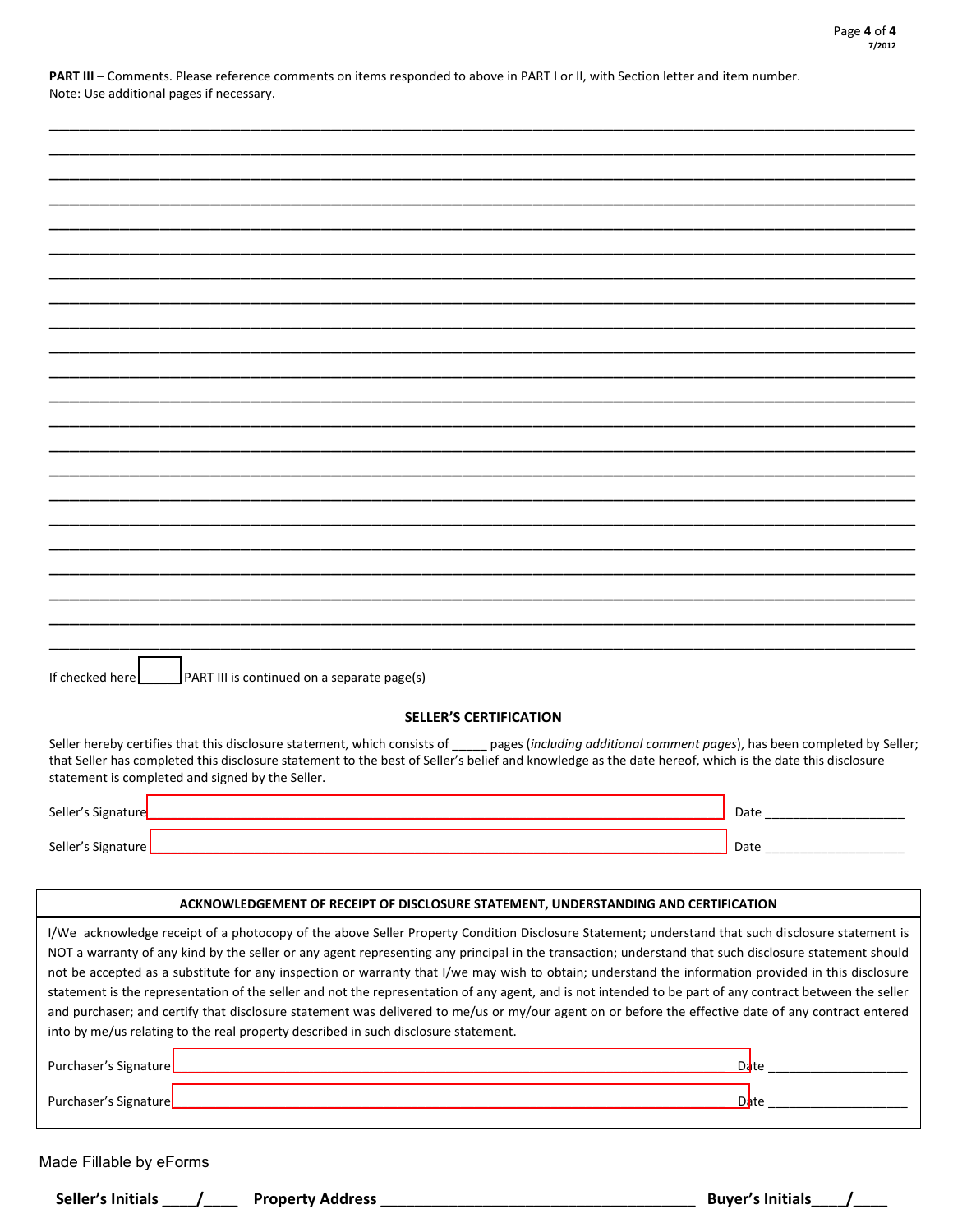**PART III** – Comments. Please reference comments on items responded to above in PART I or II, with Section letter and item number.
Note: Use additional pages if necessary.

_______________________________________________________________________________________________
_______________________________________________________________________________________________
_______________________________________________________________________________________________
_______________________________________________________________________________________________
_______________________________________________________________________________________________
_______________________________________________________________________________________________
_______________________________________________________________________________________________
_______________________________________________________________________________________________
_______________________________________________________________________________________________
_______________________________________________________________________________________________
_______________________________________________________________________________________________
_______________________________________________________________________________________________
_______________________________________________________________________________________________
_______________________________________________________________________________________________
_______________________________________________________________________________________________
_______________________________________________________________________________________________
_______________________________________________________________________________________________
_______________________________________________________________________________________________
_______________________________________________________________________________________________
_______________________________________________________________________________________________
_______________________________________________________________________________________________
_______________________________________________________________________________________________

If checked here ☐ PART III is continued on a separate page(s)

## SELLER'S CERTIFICATION

Seller hereby certifies that this disclosure statement, which consists of _____ pages (*including additional comment pages*), has been completed by Seller; that Seller has completed this disclosure statement to the best of Seller's belief and knowledge as the date hereof, which is the date this disclosure statement is completed and signed by the Seller.

Seller's Signature ______________________________ Date ___________________

Seller's Signature ______________________________ Date ___________________

## ACKNOWLEDGEMENT OF RECEIPT OF DISCLOSURE STATEMENT, UNDERSTANDING AND CERTIFICATION

I/We acknowledge receipt of a photocopy of the above Seller Property Condition Disclosure Statement; understand that such disclosure statement is NOT a warranty of any kind by the seller or any agent representing any principal in the transaction; understand that such disclosure statement should not be accepted as a substitute for any inspection or warranty that I/we may wish to obtain; understand the information provided in this disclosure statement is the representation of the seller and not the representation of any agent, and is not intended to be part of any contract between the seller and purchaser; and certify that disclosure statement was delivered to me/us or my/our agent on or before the effective date of any contract entered into by me/us relating to the real property described in such disclosure statement.

Purchaser's Signature ______________________________ Date ___________________

Purchaser's Signature ______________________________ Date ___________________

Made Fillable by eForms

**Seller's Initials ____/____ Property Address ____________________________________ Buyer's Initials____/____**